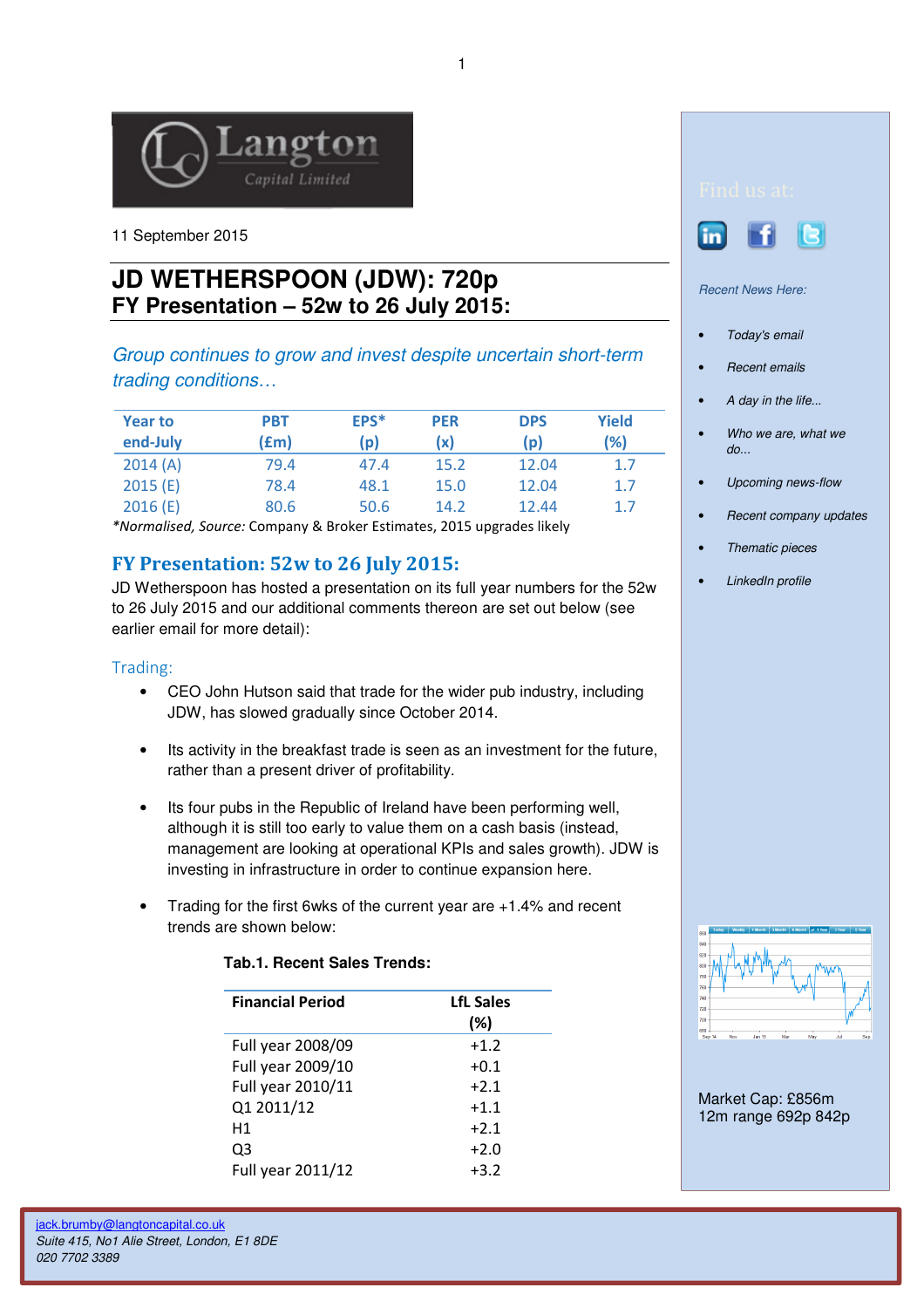11 September 2015

# JD WETHERSPOON (JDW): 720p
## FY Presentation – 52w to 26 July 2015:

*Group continues to grow and invest despite uncertain short-term trading conditions…*

| Year to end-July | PBT (£m) | EPS* (p) | PER (x) | DPS (p) | Yield (%) |
|---|---|---|---|---|---|
| 2014 (A) | 79.4 | 47.4 | 15.2 | 12.04 | 1.7 |
| 2015 (E) | 78.4 | 48.1 | 15.0 | 12.04 | 1.7 |
| 2016 (E) | 80.6 | 50.6 | 14.2 | 12.44 | 1.7 |

*\*Normalised, Source:* Company & Broker Estimates, 2015 upgrades likely

## FY Presentation: 52w to 26 July 2015:

JD Wetherspoon has hosted a presentation on its full year numbers for the 52w to 26 July 2015 and our additional comments thereon are set out below (see earlier email for more detail):

### Trading:

- CEO John Hutson said that trade for the wider pub industry, including JDW, has slowed gradually since October 2014.
- Its activity in the breakfast trade is seen as an investment for the future, rather than a present driver of profitability.
- Its four pubs in the Republic of Ireland have been performing well, although it is still too early to value them on a cash basis (instead, management are looking at operational KPIs and sales growth). JDW is investing in infrastructure in order to continue expansion here.
- Trading for the first 6wks of the current year are +1.4% and recent trends are shown below:

**Tab.1. Recent Sales Trends:**

| Financial Period | LfL Sales (%) |
|---|---|
| Full year 2008/09 | +1.2 |
| Full year 2009/10 | +0.1 |
| Full year 2010/11 | +2.1 |
| Q1 2011/12 | +1.1 |
| H1 | +2.1 |
| Q3 | +2.0 |
| Full year 2011/12 | +3.2 |

Find us at:

*Recent News Here:*

- *Today's email*
- *Recent emails*
- *A day in the life...*
- *Who we are, what we do...*
- *Upcoming news-flow*
- *Recent company updates*
- *Thematic pieces*
- *LinkedIn profile*

Market Cap: £856m
12m range 692p 842p

jack.brumby@langtoncapital.co.uk
*Suite 415, No1 Alie Street, London, E1 8DE*
*020 7702 3389*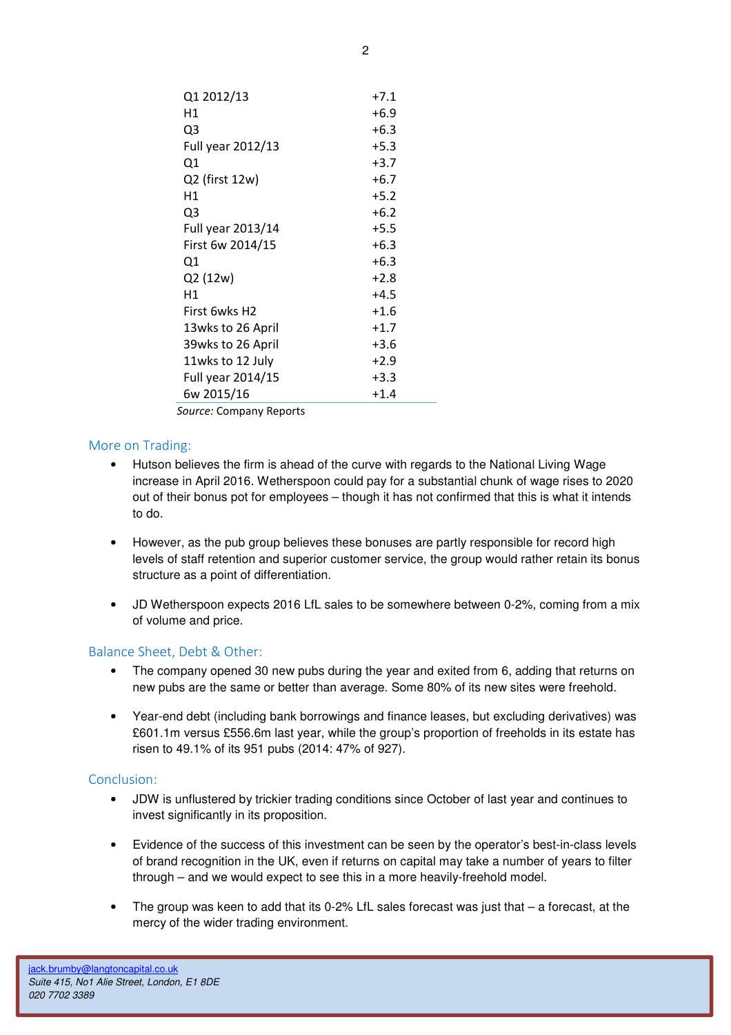| | |
|---|---|
| Q1 2012/13 | +7.1 |
| H1 | +6.9 |
| Q3 | +6.3 |
| Full year 2012/13 | +5.3 |
| Q1 | +3.7 |
| Q2 (first 12w) | +6.7 |
| H1 | +5.2 |
| Q3 | +6.2 |
| Full year 2013/14 | +5.5 |
| First 6w 2014/15 | +6.3 |
| Q1 | +6.3 |
| Q2 (12w) | +2.8 |
| H1 | +4.5 |
| First 6wks H2 | +1.6 |
| 13wks to 26 April | +1.7 |
| 39wks to 26 April | +3.6 |
| 11wks to 12 July | +2.9 |
| Full year 2014/15 | +3.3 |
| 6w 2015/16 | +1.4 |

*Source:* Company Reports

## More on Trading:

- Hutson believes the firm is ahead of the curve with regards to the National Living Wage increase in April 2016. Wetherspoon could pay for a substantial chunk of wage rises to 2020 out of their bonus pot for employees – though it has not confirmed that this is what it intends to do.

- However, as the pub group believes these bonuses are partly responsible for record high levels of staff retention and superior customer service, the group would rather retain its bonus structure as a point of differentiation.

- JD Wetherspoon expects 2016 LfL sales to be somewhere between 0-2%, coming from a mix of volume and price.

## Balance Sheet, Debt & Other:

- The company opened 30 new pubs during the year and exited from 6, adding that returns on new pubs are the same or better than average. Some 80% of its new sites were freehold.

- Year-end debt (including bank borrowings and finance leases, but excluding derivatives) was £601.1m versus £556.6m last year, while the group's proportion of freeholds in its estate has risen to 49.1% of its 951 pubs (2014: 47% of 927).

## Conclusion:

- JDW is unflustered by trickier trading conditions since October of last year and continues to invest significantly in its proposition.

- Evidence of the success of this investment can be seen by the operator's best-in-class levels of brand recognition in the UK, even if returns on capital may take a number of years to filter through – and we would expect to see this in a more heavily-freehold model.

- The group was keen to add that its 0-2% LfL sales forecast was just that – a forecast, at the mercy of the wider trading environment.

jack.brumby@langtoncapital.co.uk
*Suite 415, No1 Alie Street, London, E1 8DE*
*020 7702 3389*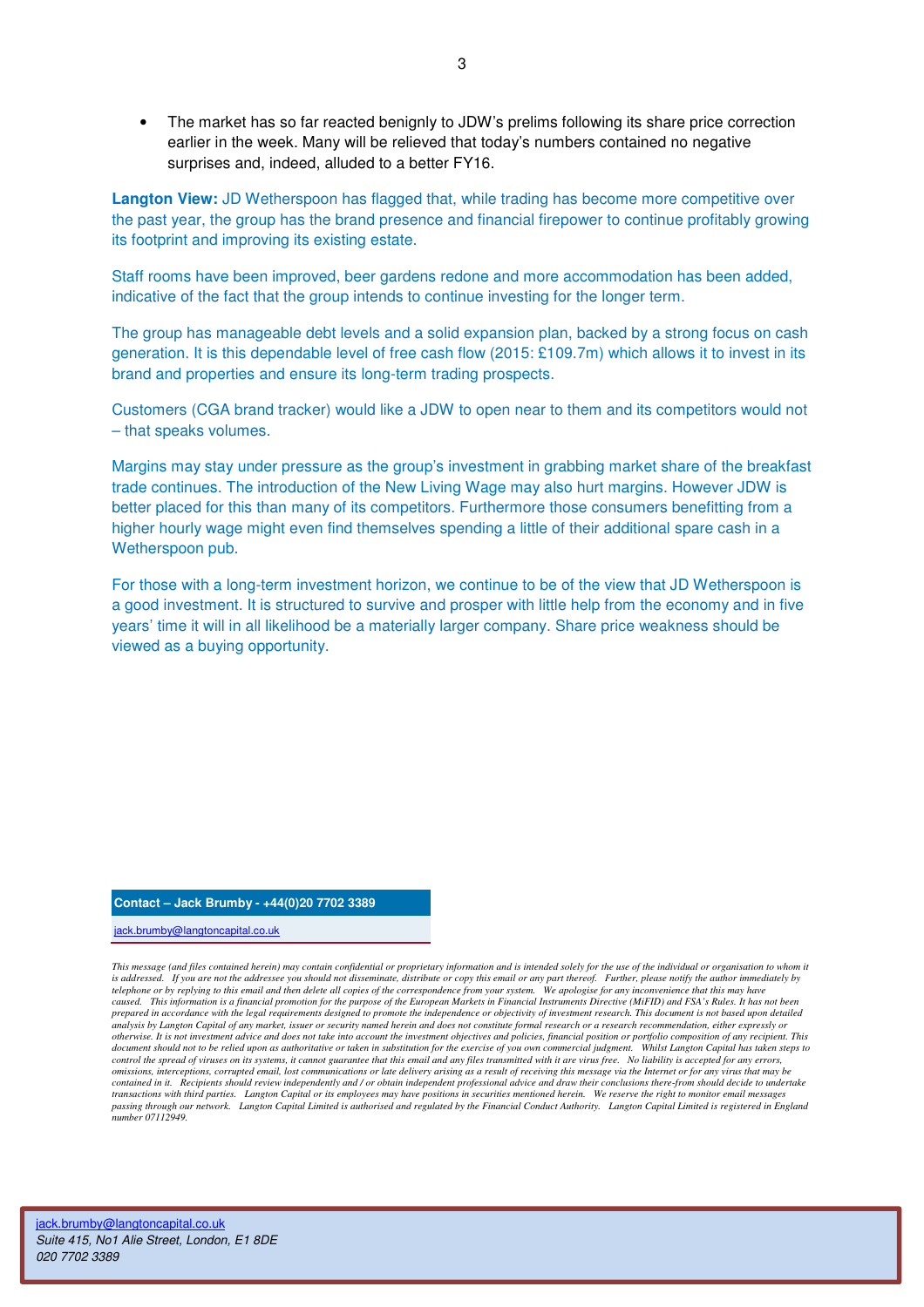- The market has so far reacted benignly to JDW's prelims following its share price correction earlier in the week. Many will be relieved that today's numbers contained no negative surprises and, indeed, alluded to a better FY16.

**Langton View:** JD Wetherspoon has flagged that, while trading has become more competitive over the past year, the group has the brand presence and financial firepower to continue profitably growing its footprint and improving its existing estate.

Staff rooms have been improved, beer gardens redone and more accommodation has been added, indicative of the fact that the group intends to continue investing for the longer term.

The group has manageable debt levels and a solid expansion plan, backed by a strong focus on cash generation. It is this dependable level of free cash flow (2015: £109.7m) which allows it to invest in its brand and properties and ensure its long-term trading prospects.

Customers (CGA brand tracker) would like a JDW to open near to them and its competitors would not – that speaks volumes.

Margins may stay under pressure as the group's investment in grabbing market share of the breakfast trade continues. The introduction of the New Living Wage may also hurt margins. However JDW is better placed for this than many of its competitors. Furthermore those consumers benefitting from a higher hourly wage might even find themselves spending a little of their additional spare cash in a Wetherspoon pub.

For those with a long-term investment horizon, we continue to be of the view that JD Wetherspoon is a good investment. It is structured to survive and prosper with little help from the economy and in five years' time it will in all likelihood be a materially larger company. Share price weakness should be viewed as a buying opportunity.

**Contact – Jack Brumby - +44(0)20 7702 3389**

jack.brumby@langtoncapital.co.uk

*This message (and files contained herein) may contain confidential or proprietary information and is intended solely for the use of the individual or organisation to whom it is addressed. If you are not the addressee you should not disseminate, distribute or copy this email or any part thereof. Further, please notify the author immediately by telephone or by replying to this email and then delete all copies of the correspondence from your system. We apologise for any inconvenience that this may have caused. This information is a financial promotion for the purpose of the European Markets in Financial Instruments Directive (MiFID) and FSA's Rules. It has not been prepared in accordance with the legal requirements designed to promote the independence or objectivity of investment research. This document is not based upon detailed analysis by Langton Capital of any market, issuer or security named herein and does not constitute formal research or a research recommendation, either expressly or otherwise. It is not investment advice and does not take into account the investment objectives and policies, financial position or portfolio composition of any recipient. This document should not to be relied upon as authoritative or taken in substitution for the exercise of you own commercial judgment. Whilst Langton Capital has taken steps to control the spread of viruses on its systems, it cannot guarantee that this email and any files transmitted with it are virus free. No liability is accepted for any errors, omissions, interceptions, corrupted email, lost communications or late delivery arising as a result of receiving this message via the Internet or for any virus that may be contained in it. Recipients should review independently and / or obtain independent professional advice and draw their conclusions there-from should decide to undertake transactions with third parties. Langton Capital or its employees may have positions in securities mentioned herein. We reserve the right to monitor email messages passing through our network. Langton Capital Limited is authorised and regulated by the Financial Conduct Authority. Langton Capital Limited is registered in England number 07112949.*

jack.brumby@langtoncapital.co.uk
*Suite 415, No1 Alie Street, London, E1 8DE*
*020 7702 3389*